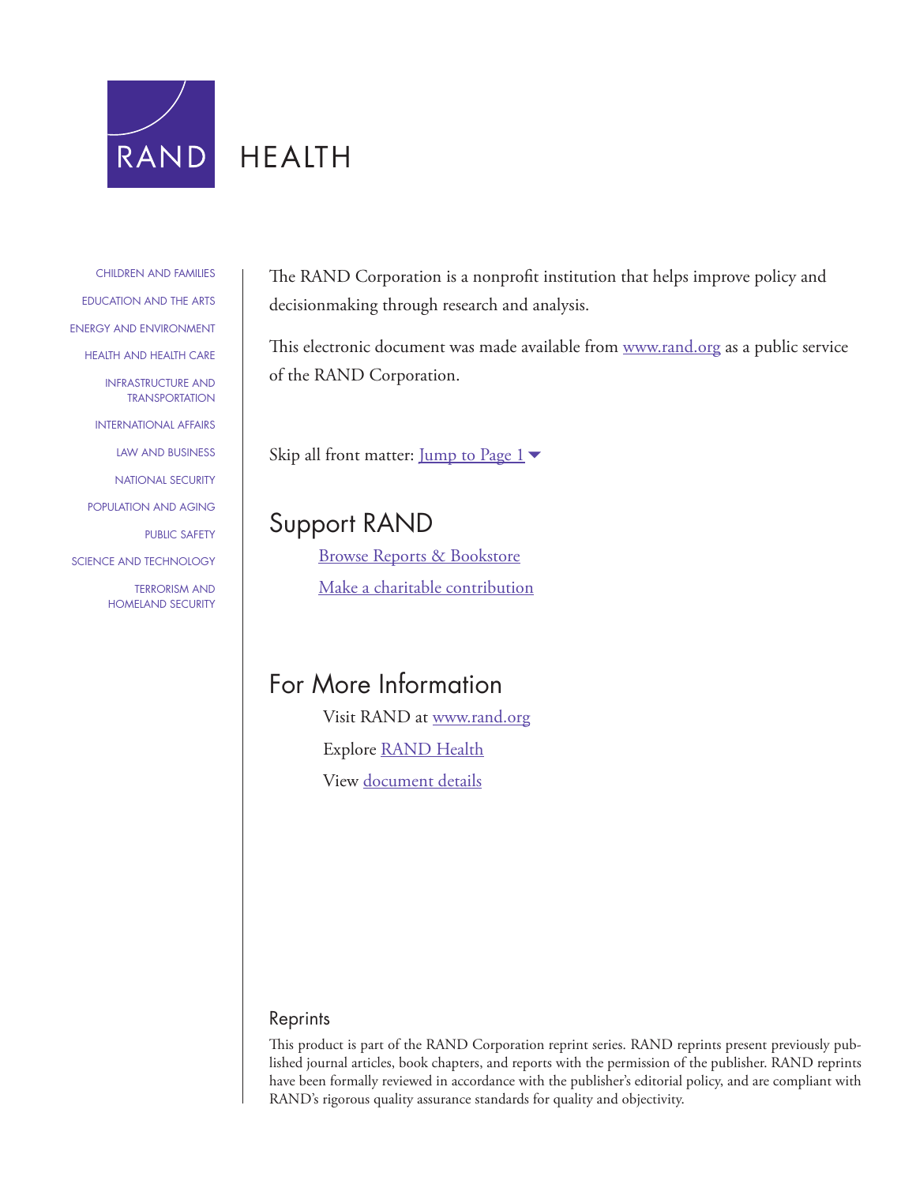RAND HEALTH

CHILDREN AND FAMILIES

EDUCATION AND THE ARTS

ENERGY AND ENVIRONMENT

HEALTH AND HEALTH CARE

INFRASTRUCTURE AND TRANSPORTATION

INTERNATIONAL AFFAIRS

LAW AND BUSINESS

NATIONAL SECURITY

POPULATION AND AGING

PUBLIC SAFETY

SCIENCE AND TECHNOLOGY

TERRORISM AND HOMELAND SECURITY

The RAND Corporation is a nonprofit institution that helps improve policy and decisionmaking through research and analysis.

This electronic document was made available from www.rand.org as a public service of the RAND Corporation.

Skip all front matter: Jump to Page 1

## Support RAND

Browse Reports & Bookstore

Make a charitable contribution

## For More Information

Visit RAND at www.rand.org

Explore RAND Health

View document details

### Reprints

This product is part of the RAND Corporation reprint series. RAND reprints present previously published journal articles, book chapters, and reports with the permission of the publisher. RAND reprints have been formally reviewed in accordance with the publisher's editorial policy, and are compliant with RAND's rigorous quality assurance standards for quality and objectivity.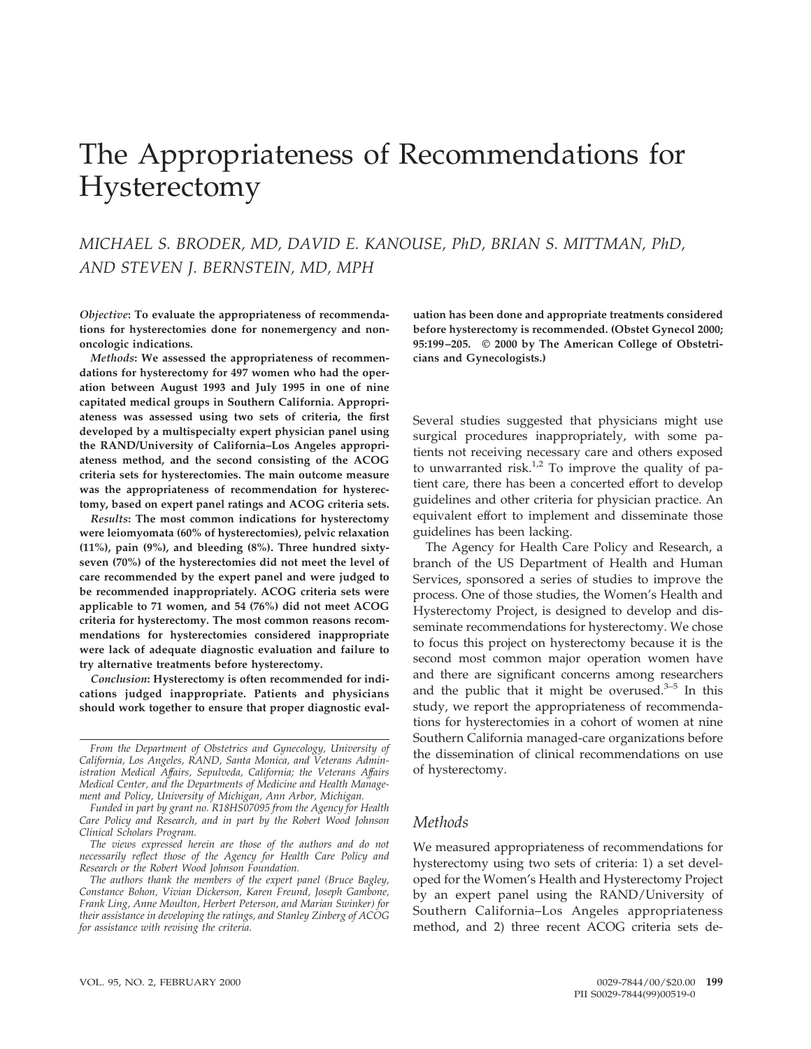# The Appropriateness of Recommendations for Hysterectomy

*MICHAEL S. BRODER, MD, DAVID E. KANOUSE, PhD, BRIAN S. MITTMAN, PhD, AND STEVEN J. BERNSTEIN, MD, MPH*

***Objective*: To evaluate the appropriateness of recommendations for hysterectomies done for nonemergency and nononcologic indications.**

***Methods*: We assessed the appropriateness of recommendations for hysterectomy for 497 women who had the operation between August 1993 and July 1995 in one of nine capitated medical groups in Southern California. Appropriateness was assessed using two sets of criteria, the first developed by a multispecialty expert physician panel using the RAND/University of California–Los Angeles appropriateness method, and the second consisting of the ACOG criteria sets for hysterectomies. The main outcome measure was the appropriateness of recommendation for hysterectomy, based on expert panel ratings and ACOG criteria sets.**

***Results*: The most common indications for hysterectomy were leiomyomata (60% of hysterectomies), pelvic relaxation (11%), pain (9%), and bleeding (8%). Three hundred sixty-seven (70%) of the hysterectomies did not meet the level of care recommended by the expert panel and were judged to be recommended inappropriately. ACOG criteria sets were applicable to 71 women, and 54 (76%) did not meet ACOG criteria for hysterectomy. The most common reasons recommendations for hysterectomies considered inappropriate were lack of adequate diagnostic evaluation and failure to try alternative treatments before hysterectomy.**

***Conclusion*: Hysterectomy is often recommended for indications judged inappropriate. Patients and physicians should work together to ensure that proper diagnostic evaluation has been done and appropriate treatments considered before hysterectomy is recommended. (Obstet Gynecol 2000; 95:199–205. © 2000 by The American College of Obstetricians and Gynecologists.)**

*From the Department of Obstetrics and Gynecology, University of California, Los Angeles, RAND, Santa Monica, and Veterans Administration Medical Affairs, Sepulveda, California; the Veterans Affairs Medical Center, and the Departments of Medicine and Health Management and Policy, University of Michigan, Ann Arbor, Michigan.*

*Funded in part by grant no. R18HS07095 from the Agency for Health Care Policy and Research, and in part by the Robert Wood Johnson Clinical Scholars Program.*

*The views expressed herein are those of the authors and do not necessarily reflect those of the Agency for Health Care Policy and Research or the Robert Wood Johnson Foundation.*

*The authors thank the members of the expert panel (Bruce Bagley, Constance Bohon, Vivian Dickerson, Karen Freund, Joseph Gambone, Frank Ling, Anne Moulton, Herbert Peterson, and Marian Swinker) for their assistance in developing the ratings, and Stanley Zinberg of ACOG for assistance with revising the criteria.*

Several studies suggested that physicians might use surgical procedures inappropriately, with some patients not receiving necessary care and others exposed to unwarranted risk.[1,2] To improve the quality of patient care, there has been a concerted effort to develop guidelines and other criteria for physician practice. An equivalent effort to implement and disseminate those guidelines has been lacking.

The Agency for Health Care Policy and Research, a branch of the US Department of Health and Human Services, sponsored a series of studies to improve the process. One of those studies, the Women's Health and Hysterectomy Project, is designed to develop and disseminate recommendations for hysterectomy. We chose to focus this project on hysterectomy because it is the second most common major operation women have and there are significant concerns among researchers and the public that it might be overused.[3–5] In this study, we report the appropriateness of recommendations for hysterectomies in a cohort of women at nine Southern California managed-care organizations before the dissemination of clinical recommendations on use of hysterectomy.

## Methods

We measured appropriateness of recommendations for hysterectomy using two sets of criteria: 1) a set developed for the Women's Health and Hysterectomy Project by an expert panel using the RAND/University of Southern California–Los Angeles appropriateness method, and 2) three recent ACOG criteria sets de-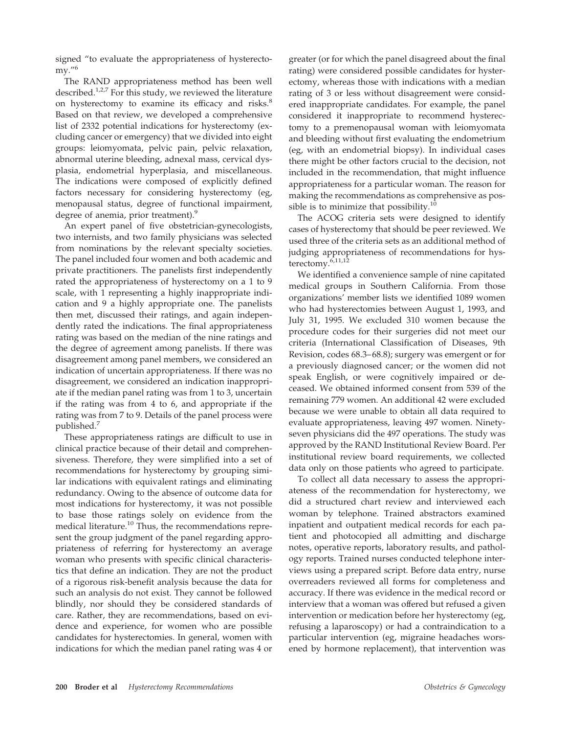signed "to evaluate the appropriateness of hysterectomy."[6]

The RAND appropriateness method has been well described.[1,2,7] For this study, we reviewed the literature on hysterectomy to examine its efficacy and risks.[8] Based on that review, we developed a comprehensive list of 2332 potential indications for hysterectomy (excluding cancer or emergency) that we divided into eight groups: leiomyomata, pelvic pain, pelvic relaxation, abnormal uterine bleeding, adnexal mass, cervical dysplasia, endometrial hyperplasia, and miscellaneous. The indications were composed of explicitly defined factors necessary for considering hysterectomy (eg, menopausal status, degree of functional impairment, degree of anemia, prior treatment).[9]

An expert panel of five obstetrician-gynecologists, two internists, and two family physicians was selected from nominations by the relevant specialty societies. The panel included four women and both academic and private practitioners. The panelists first independently rated the appropriateness of hysterectomy on a 1 to 9 scale, with 1 representing a highly inappropriate indication and 9 a highly appropriate one. The panelists then met, discussed their ratings, and again independently rated the indications. The final appropriateness rating was based on the median of the nine ratings and the degree of agreement among panelists. If there was disagreement among panel members, we considered an indication of uncertain appropriateness. If there was no disagreement, we considered an indication inappropriate if the median panel rating was from 1 to 3, uncertain if the rating was from 4 to 6, and appropriate if the rating was from 7 to 9. Details of the panel process were published.[7]

These appropriateness ratings are difficult to use in clinical practice because of their detail and comprehensiveness. Therefore, they were simplified into a set of recommendations for hysterectomy by grouping similar indications with equivalent ratings and eliminating redundancy. Owing to the absence of outcome data for most indications for hysterectomy, it was not possible to base those ratings solely on evidence from the medical literature.[10] Thus, the recommendations represent the group judgment of the panel regarding appropriateness of referring for hysterectomy an average woman who presents with specific clinical characteristics that define an indication. They are not the product of a rigorous risk-benefit analysis because the data for such an analysis do not exist. They cannot be followed blindly, nor should they be considered standards of care. Rather, they are recommendations, based on evidence and experience, for women who are possible candidates for hysterectomies. In general, women with indications for which the median panel rating was 4 or greater (or for which the panel disagreed about the final rating) were considered possible candidates for hysterectomy, whereas those with indications with a median rating of 3 or less without disagreement were considered inappropriate candidates. For example, the panel considered it inappropriate to recommend hysterectomy to a premenopausal woman with leiomyomata and bleeding without first evaluating the endometrium (eg, with an endometrial biopsy). In individual cases there might be other factors crucial to the decision, not included in the recommendation, that might influence appropriateness for a particular woman. The reason for making the recommendations as comprehensive as possible is to minimize that possibility.[10]

The ACOG criteria sets were designed to identify cases of hysterectomy that should be peer reviewed. We used three of the criteria sets as an additional method of judging appropriateness of recommendations for hysterectomy.[6,11,12]

We identified a convenience sample of nine capitated medical groups in Southern California. From those organizations' member lists we identified 1089 women who had hysterectomies between August 1, 1993, and July 31, 1995. We excluded 310 women because the procedure codes for their surgeries did not meet our criteria (International Classification of Diseases, 9th Revision, codes 68.3–68.8); surgery was emergent or for a previously diagnosed cancer; or the women did not speak English, or were cognitively impaired or deceased. We obtained informed consent from 539 of the remaining 779 women. An additional 42 were excluded because we were unable to obtain all data required to evaluate appropriateness, leaving 497 women. Ninety-seven physicians did the 497 operations. The study was approved by the RAND Institutional Review Board. Per institutional review board requirements, we collected data only on those patients who agreed to participate.

To collect all data necessary to assess the appropriateness of the recommendation for hysterectomy, we did a structured chart review and interviewed each woman by telephone. Trained abstractors examined inpatient and outpatient medical records for each patient and photocopied all admitting and discharge notes, operative reports, laboratory results, and pathology reports. Trained nurses conducted telephone interviews using a prepared script. Before data entry, nurse overreaders reviewed all forms for completeness and accuracy. If there was evidence in the medical record or interview that a woman was offered but refused a given intervention or medication before her hysterectomy (eg, refusing a laparoscopy) or had a contraindication to a particular intervention (eg, migraine headaches worsened by hormone replacement), that intervention was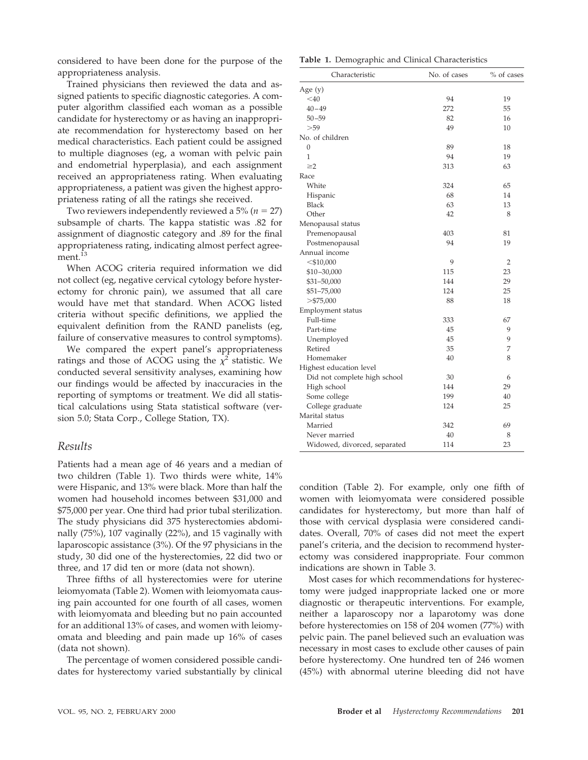considered to have been done for the purpose of the appropriateness analysis.

Trained physicians then reviewed the data and assigned patients to specific diagnostic categories. A computer algorithm classified each woman as a possible candidate for hysterectomy or as having an inappropriate recommendation for hysterectomy based on her medical characteristics. Each patient could be assigned to multiple diagnoses (eg, a woman with pelvic pain and endometrial hyperplasia), and each assignment received an appropriateness rating. When evaluating appropriateness, a patient was given the highest appropriateness rating of all the ratings she received.

Two reviewers independently reviewed a 5% ($n = 27$) subsample of charts. The kappa statistic was .82 for assignment of diagnostic category and .89 for the final appropriateness rating, indicating almost perfect agreement.[13]

When ACOG criteria required information we did not collect (eg, negative cervical cytology before hysterectomy for chronic pain), we assumed that all care would have met that standard. When ACOG listed criteria without specific definitions, we applied the equivalent definition from the RAND panelists (eg, failure of conservative measures to control symptoms).

We compared the expert panel's appropriateness ratings and those of ACOG using the $\chi^2$ statistic. We conducted several sensitivity analyses, examining how our findings would be affected by inaccuracies in the reporting of symptoms or treatment. We did all statistical calculations using Stata statistical software (version 5.0; Stata Corp., College Station, TX).

## Results

Patients had a mean age of 46 years and a median of two children (Table 1). Two thirds were white, 14% were Hispanic, and 13% were black. More than half the women had household incomes between $31,000 and $75,000 per year. One third had prior tubal sterilization. The study physicians did 375 hysterectomies abdominally (75%), 107 vaginally (22%), and 15 vaginally with laparoscopic assistance (3%). Of the 97 physicians in the study, 30 did one of the hysterectomies, 22 did two or three, and 17 did ten or more (data not shown).

Three fifths of all hysterectomies were for uterine leiomyomata (Table 2). Women with leiomyomata causing pain accounted for one fourth of all cases, women with leiomyomata and bleeding but no pain accounted for an additional 13% of cases, and women with leiomyomata and bleeding and pain made up 16% of cases (data not shown).

The percentage of women considered possible candidates for hysterectomy varied substantially by clinical condition (Table 2). For example, only one fifth of women with leiomyomata were considered possible candidates for hysterectomy, but more than half of those with cervical dysplasia were considered candidates. Overall, 70% of cases did not meet the expert panel's criteria, and the decision to recommend hysterectomy was considered inappropriate. Four common indications are shown in Table 3.

Most cases for which recommendations for hysterectomy were judged inappropriate lacked one or more diagnostic or therapeutic interventions. For example, neither a laparoscopy nor a laparotomy was done before hysterectomies on 158 of 204 women (77%) with pelvic pain. The panel believed such an evaluation was necessary in most cases to exclude other causes of pain before hysterectomy. One hundred ten of 246 women (45%) with abnormal uterine bleeding did not have

**Table 1.** Demographic and Clinical Characteristics

| Characteristic | No. of cases | % of cases |
|---|---|---|
| Age (y) | | |
| <40 | 94 | 19 |
| 40–49 | 272 | 55 |
| 50–59 | 82 | 16 |
| >59 | 49 | 10 |
| No. of children | | |
| 0 | 89 | 18 |
| 1 | 94 | 19 |
| ≥2 | 313 | 63 |
| Race | | |
| White | 324 | 65 |
| Hispanic | 68 | 14 |
| Black | 63 | 13 |
| Other | 42 | 8 |
| Menopausal status | | |
| Premenopausal | 403 | 81 |
| Postmenopausal | 94 | 19 |
| Annual income | | |
| <$10,000 | 9 | 2 |
| $10–30,000 | 115 | 23 |
| $31–50,000 | 144 | 29 |
| $51–75,000 | 124 | 25 |
| >$75,000 | 88 | 18 |
| Employment status | | |
| Full-time | 333 | 67 |
| Part-time | 45 | 9 |
| Unemployed | 45 | 9 |
| Retired | 35 | 7 |
| Homemaker | 40 | 8 |
| Highest education level | | |
| Did not complete high school | 30 | 6 |
| High school | 144 | 29 |
| Some college | 199 | 40 |
| College graduate | 124 | 25 |
| Marital status | | |
| Married | 342 | 69 |
| Never married | 40 | 8 |
| Widowed, divorced, separated | 114 | 23 |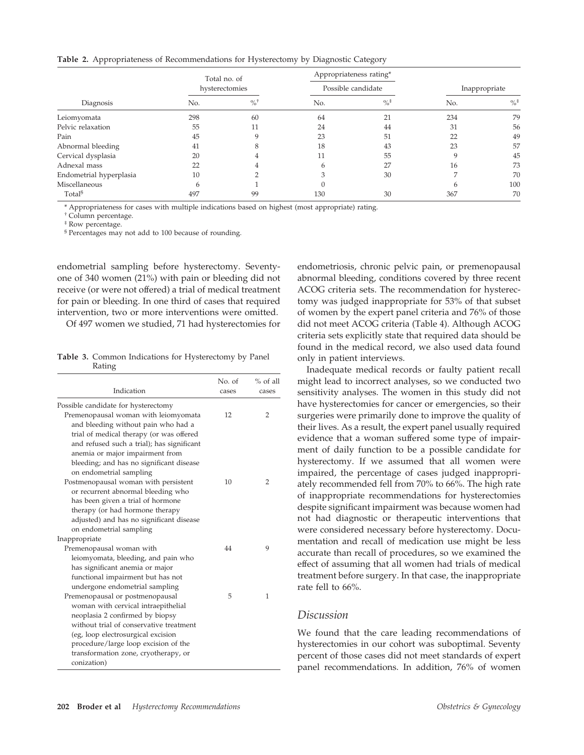**Table 2.** Appropriateness of Recommendations for Hysterectomy by Diagnostic Category

| Diagnosis | Total no. of hysterectomies | | Appropriateness rating* | | | |
|---|---|---|---|---|---|---|
| | | | Possible candidate | | Inappropriate | |
| | No. | %[†] | No. | %[‡] | No. | %[‡] |
| Leiomyomata | 298 | 60 | 64 | 21 | 234 | 79 |
| Pelvic relaxation | 55 | 11 | 24 | 44 | 31 | 56 |
| Pain | 45 | 9 | 23 | 51 | 22 | 49 |
| Abnormal bleeding | 41 | 8 | 18 | 43 | 23 | 57 |
| Cervical dysplasia | 20 | 4 | 11 | 55 | 9 | 45 |
| Adnexal mass | 22 | 4 | 6 | 27 | 16 | 73 |
| Endometrial hyperplasia | 10 | 2 | 3 | 30 | 7 | 70 |
| Miscellaneous | 6 | 1 | 0 | | 6 | 100 |
| Total[§] | 497 | 99 | 130 | 30 | 367 | 70 |

* Appropriateness for cases with multiple indications based on highest (most appropriate) rating.

[†] Column percentage.

[‡] Row percentage.

[§] Percentages may not add to 100 because of rounding.

endometrial sampling before hysterectomy. Seventy-one of 340 women (21%) with pain or bleeding did not receive (or were not offered) a trial of medical treatment for pain or bleeding. In one third of cases that required intervention, two or more interventions were omitted.

Of 497 women we studied, 71 had hysterectomies for endometriosis, chronic pelvic pain, or premenopausal abnormal bleeding, conditions covered by three recent ACOG criteria sets. The recommendation for hysterectomy was judged inappropriate for 53% of that subset of women by the expert panel criteria and 76% of those did not meet ACOG criteria (Table 4). Although ACOG criteria sets explicitly state that required data should be found in the medical record, we also used data found only in patient interviews.

**Table 3.** Common Indications for Hysterectomy by Panel Rating

| Indication | No. of cases | % of all cases |
|---|---|---|
| Possible candidate for hysterectomy | | |
| Premenopausal woman with leiomyomata and bleeding without pain who had a trial of medical therapy (or was offered and refused such a trial); has significant anemia or major impairment from bleeding; and has no significant disease on endometrial sampling | 12 | 2 |
| Postmenopausal woman with persistent or recurrent abnormal bleeding who has been given a trial of hormone therapy (or had hormone therapy adjusted) and has no significant disease on endometrial sampling | 10 | 2 |
| Inappropriate | | |
| Premenopausal woman with leiomyomata, bleeding, and pain who has significant anemia or major functional impairment but has not undergone endometrial sampling | 44 | 9 |
| Premenopausal or postmenopausal woman with cervical intraepithelial neoplasia 2 confirmed by biopsy without trial of conservative treatment (eg, loop electrosurgical excision procedure/large loop excision of the transformation zone, cryotherapy, or conization) | 5 | 1 |

Inadequate medical records or faulty patient recall might lead to incorrect analyses, so we conducted two sensitivity analyses. The women in this study did not have hysterectomies for cancer or emergencies, so their surgeries were primarily done to improve the quality of their lives. As a result, the expert panel usually required evidence that a woman suffered some type of impairment of daily function to be a possible candidate for hysterectomy. If we assumed that all women were impaired, the percentage of cases judged inappropriately recommended fell from 70% to 66%. The high rate of inappropriate recommendations for hysterectomies despite significant impairment was because women had not had diagnostic or therapeutic interventions that were considered necessary before hysterectomy. Documentation and recall of medication use might be less accurate than recall of procedures, so we examined the effect of assuming that all women had trials of medical treatment before surgery. In that case, the inappropriate rate fell to 66%.

## Discussion

We found that the care leading recommendations of hysterectomies in our cohort was suboptimal. Seventy percent of those cases did not meet standards of expert panel recommendations. In addition, 76% of women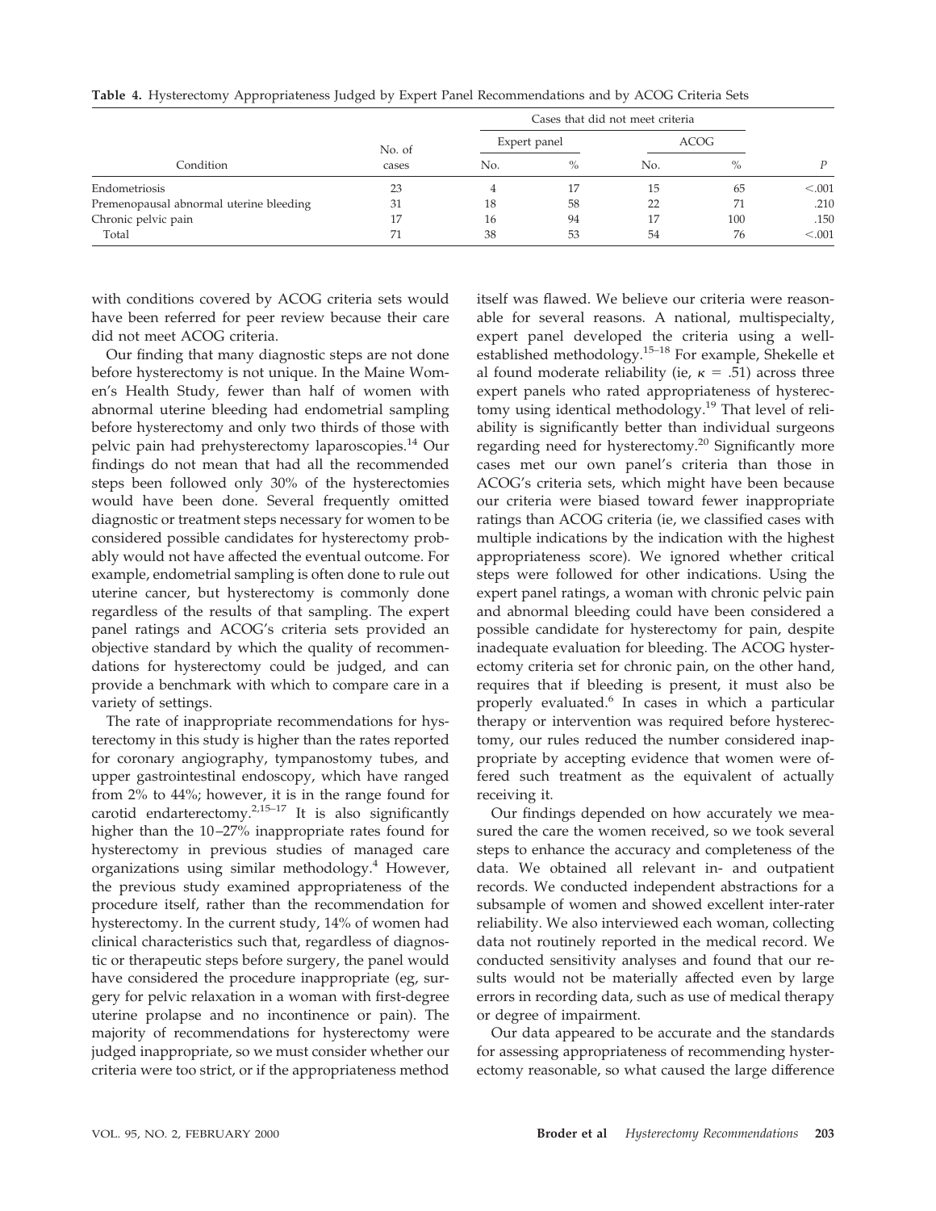**Table 4.** Hysterectomy Appropriateness Judged by Expert Panel Recommendations and by ACOG Criteria Sets

| Condition | No. of cases | Cases that did not meet criteria | | | | |
|---|---|---|---|---|---|---|
| | | Expert panel | | ACOG | | |
| | | No. | % | No. | % | P |
| Endometriosis | 23 | 4 | 17 | 15 | 65 | <.001 |
| Premenopausal abnormal uterine bleeding | 31 | 18 | 58 | 22 | 71 | .210 |
| Chronic pelvic pain | 17 | 16 | 94 | 17 | 100 | .150 |
| Total | 71 | 38 | 53 | 54 | 76 | <.001 |

with conditions covered by ACOG criteria sets would have been referred for peer review because their care did not meet ACOG criteria.

Our finding that many diagnostic steps are not done before hysterectomy is not unique. In the Maine Women's Health Study, fewer than half of women with abnormal uterine bleeding had endometrial sampling before hysterectomy and only two thirds of those with pelvic pain had prehysterectomy laparoscopies.[14] Our findings do not mean that had all the recommended steps been followed only 30% of the hysterectomies would have been done. Several frequently omitted diagnostic or treatment steps necessary for women to be considered possible candidates for hysterectomy probably would not have affected the eventual outcome. For example, endometrial sampling is often done to rule out uterine cancer, but hysterectomy is commonly done regardless of the results of that sampling. The expert panel ratings and ACOG's criteria sets provided an objective standard by which the quality of recommendations for hysterectomy could be judged, and can provide a benchmark with which to compare care in a variety of settings.

The rate of inappropriate recommendations for hysterectomy in this study is higher than the rates reported for coronary angiography, tympanostomy tubes, and upper gastrointestinal endoscopy, which have ranged from 2% to 44%; however, it is in the range found for carotid endarterectomy.[2,15–17] It is also significantly higher than the 10–27% inappropriate rates found for hysterectomy in previous studies of managed care organizations using similar methodology.[4] However, the previous study examined appropriateness of the procedure itself, rather than the recommendation for hysterectomy. In the current study, 14% of women had clinical characteristics such that, regardless of diagnostic or therapeutic steps before surgery, the panel would have considered the procedure inappropriate (eg, surgery for pelvic relaxation in a woman with first-degree uterine prolapse and no incontinence or pain). The majority of recommendations for hysterectomy were judged inappropriate, so we must consider whether our criteria were too strict, or if the appropriateness method itself was flawed. We believe our criteria were reasonable for several reasons. A national, multispecialty, expert panel developed the criteria using a well-established methodology.[15–18] For example, Shekelle et al found moderate reliability (ie, $\kappa = .51$) across three expert panels who rated appropriateness of hysterectomy using identical methodology.[19] That level of reliability is significantly better than individual surgeons regarding need for hysterectomy.[20] Significantly more cases met our own panel's criteria than those in ACOG's criteria sets, which might have been because our criteria were biased toward fewer inappropriate ratings than ACOG criteria (ie, we classified cases with multiple indications by the indication with the highest appropriateness score). We ignored whether critical steps were followed for other indications. Using the expert panel ratings, a woman with chronic pelvic pain and abnormal bleeding could have been considered a possible candidate for hysterectomy for pain, despite inadequate evaluation for bleeding. The ACOG hysterectomy criteria set for chronic pain, on the other hand, requires that if bleeding is present, it must also be properly evaluated.[6] In cases in which a particular therapy or intervention was required before hysterectomy, our rules reduced the number considered inappropriate by accepting evidence that women were offered such treatment as the equivalent of actually receiving it.

Our findings depended on how accurately we measured the care the women received, so we took several steps to enhance the accuracy and completeness of the data. We obtained all relevant in- and outpatient records. We conducted independent abstractions for a subsample of women and showed excellent inter-rater reliability. We also interviewed each woman, collecting data not routinely reported in the medical record. We conducted sensitivity analyses and found that our results would not be materially affected even by large errors in recording data, such as use of medical therapy or degree of impairment.

Our data appeared to be accurate and the standards for assessing appropriateness of recommending hysterectomy reasonable, so what caused the large difference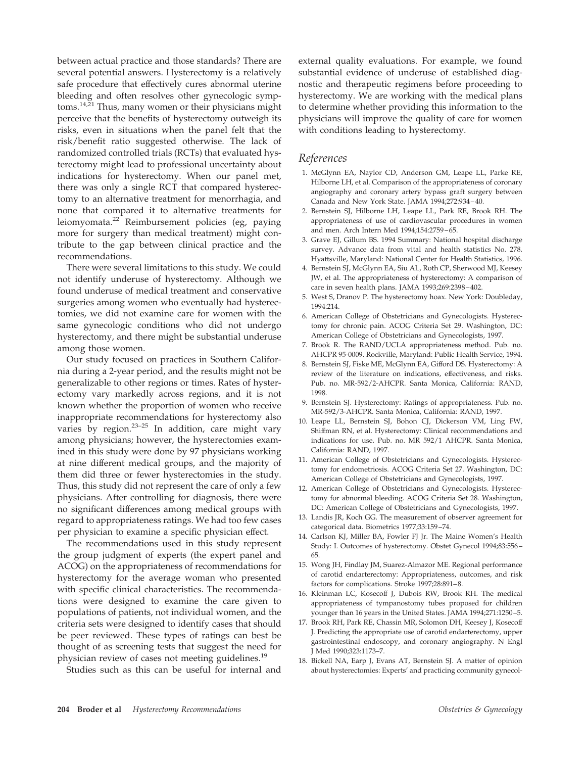between actual practice and those standards? There are several potential answers. Hysterectomy is a relatively safe procedure that effectively cures abnormal uterine bleeding and often resolves other gynecologic symptoms.[14,21] Thus, many women or their physicians might perceive that the benefits of hysterectomy outweigh its risks, even in situations when the panel felt that the risk/benefit ratio suggested otherwise. The lack of randomized controlled trials (RCTs) that evaluated hysterectomy might lead to professional uncertainty about indications for hysterectomy. When our panel met, there was only a single RCT that compared hysterectomy to an alternative treatment for menorrhagia, and none that compared it to alternative treatments for leiomyomata.[22] Reimbursement policies (eg, paying more for surgery than medical treatment) might contribute to the gap between clinical practice and the recommendations.

There were several limitations to this study. We could not identify underuse of hysterectomy. Although we found underuse of medical treatment and conservative surgeries among women who eventually had hysterectomies, we did not examine care for women with the same gynecologic conditions who did not undergo hysterectomy, and there might be substantial underuse among those women.

Our study focused on practices in Southern California during a 2-year period, and the results might not be generalizable to other regions or times. Rates of hysterectomy vary markedly across regions, and it is not known whether the proportion of women who receive inappropriate recommendations for hysterectomy also varies by region.[23–25] In addition, care might vary among physicians; however, the hysterectomies examined in this study were done by 97 physicians working at nine different medical groups, and the majority of them did three or fewer hysterectomies in the study. Thus, this study did not represent the care of only a few physicians. After controlling for diagnosis, there were no significant differences among medical groups with regard to appropriateness ratings. We had too few cases per physician to examine a specific physician effect.

The recommendations used in this study represent the group judgment of experts (the expert panel and ACOG) on the appropriateness of recommendations for hysterectomy for the average woman who presented with specific clinical characteristics. The recommendations were designed to examine the care given to populations of patients, not individual women, and the criteria sets were designed to identify cases that should be peer reviewed. These types of ratings can best be thought of as screening tests that suggest the need for physician review of cases not meeting guidelines.[19]

Studies such as this can be useful for internal and external quality evaluations. For example, we found substantial evidence of underuse of established diagnostic and therapeutic regimens before proceeding to hysterectomy. We are working with the medical plans to determine whether providing this information to the physicians will improve the quality of care for women with conditions leading to hysterectomy.

## References

1. McGlynn EA, Naylor CD, Anderson GM, Leape LL, Parke RE, Hilborne LH, et al. Comparison of the appropriateness of coronary angiography and coronary artery bypass graft surgery between Canada and New York State. JAMA 1994;272:934–40.
2. Bernstein SJ, Hilborne LH, Leape LL, Park RE, Brook RH. The appropriateness of use of cardiovascular procedures in women and men. Arch Intern Med 1994;154:2759–65.
3. Grave EJ, Gillum BS. 1994 Summary: National hospital discharge survey. Advance data from vital and health statistics No. 278. Hyattsville, Maryland: National Center for Health Statistics, 1996.
4. Bernstein SJ, McGlynn EA, Siu AL, Roth CP, Sherwood MJ, Keesey JW, et al. The appropriateness of hysterectomy: A comparison of care in seven health plans. JAMA 1993;269:2398–402.
5. West S, Dranov P. The hysterectomy hoax. New York: Doubleday, 1994:214.
6. American College of Obstetricians and Gynecologists. Hysterectomy for chronic pain. ACOG Criteria Set 29. Washington, DC: American College of Obstetricians and Gynecologists, 1997.
7. Brook R. The RAND/UCLA appropriateness method. Pub. no. AHCPR 95-0009. Rockville, Maryland: Public Health Service, 1994.
8. Bernstein SJ, Fiske ME, McGlynn EA, Gifford DS. Hysterectomy: A review of the literature on indications, effectiveness, and risks. Pub. no. MR-592/2-AHCPR. Santa Monica, California: RAND, 1998.
9. Bernstein SJ. Hysterectomy: Ratings of appropriateness. Pub. no. MR-592/3-AHCPR. Santa Monica, California: RAND, 1997.
10. Leape LL, Bernstein SJ, Bohon CJ, Dickerson VM, Ling FW, Shiffman RN, et al. Hysterectomy: Clinical recommendations and indications for use. Pub. no. MR 592/1 AHCPR. Santa Monica, California: RAND, 1997.
11. American College of Obstetricians and Gynecologists. Hysterectomy for endometriosis. ACOG Criteria Set 27. Washington, DC: American College of Obstetricians and Gynecologists, 1997.
12. American College of Obstetricians and Gynecologists. Hysterectomy for abnormal bleeding. ACOG Criteria Set 28. Washington, DC: American College of Obstetricians and Gynecologists, 1997.
13. Landis JR, Koch GG. The measurement of observer agreement for categorical data. Biometrics 1977;33:159–74.
14. Carlson KJ, Miller BA, Fowler FJ Jr. The Maine Women's Health Study: I. Outcomes of hysterectomy. Obstet Gynecol 1994;83:556–65.
15. Wong JH, Findlay JM, Suarez-Almazor ME. Regional performance of carotid endarterectomy: Appropriateness, outcomes, and risk factors for complications. Stroke 1997;28:891–8.
16. Kleinman LC, Kosecoff J, Dubois RW, Brook RH. The medical appropriateness of tympanostomy tubes proposed for children younger than 16 years in the United States. JAMA 1994;271:1250–5.
17. Brook RH, Park RE, Chassin MR, Solomon DH, Keesey J, Kosecoff J. Predicting the appropriate use of carotid endarterectomy, upper gastrointestinal endoscopy, and coronary angiography. N Engl J Med 1990;323:1173–7.
18. Bickell NA, Earp J, Evans AT, Bernstein SJ. A matter of opinion about hysterectomies: Experts' and practicing community gynecol-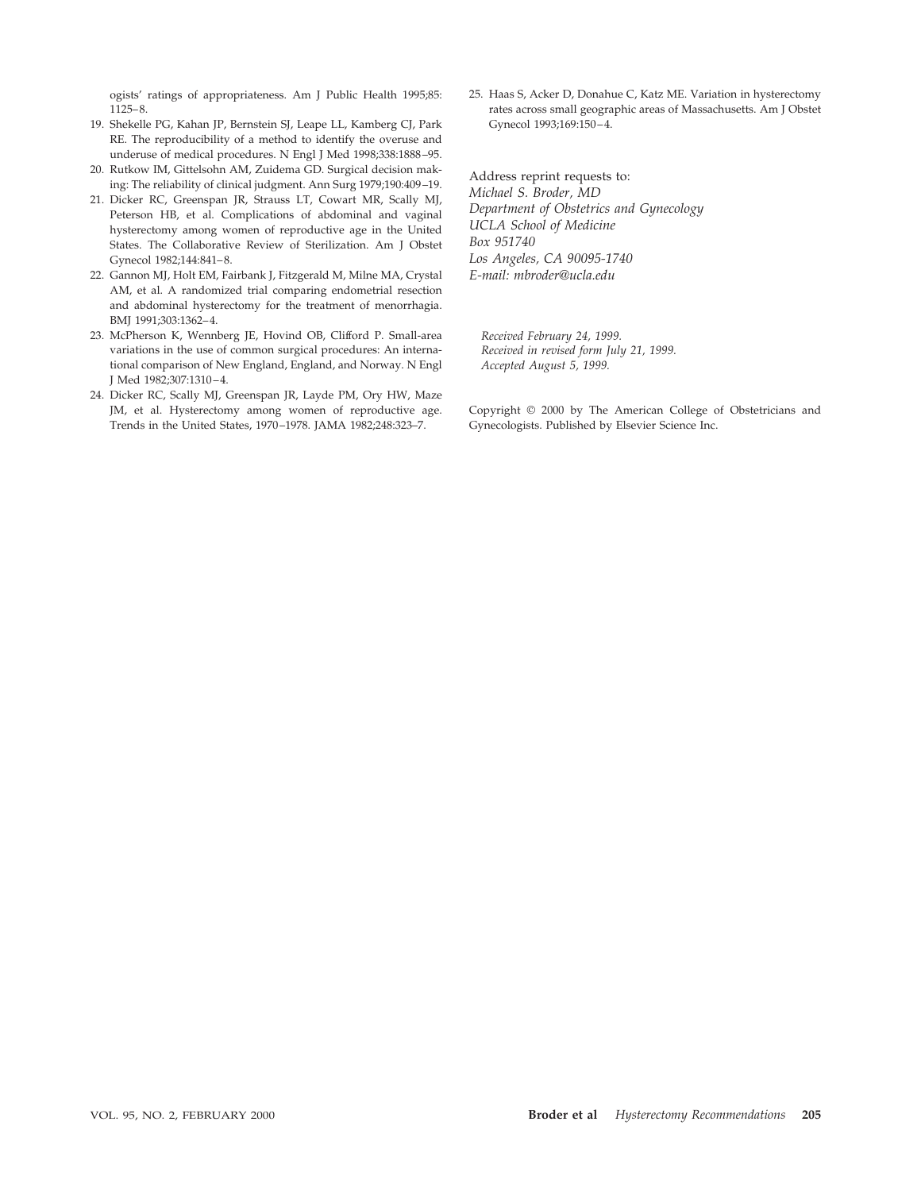ogists' ratings of appropriateness. Am J Public Health 1995;85: 1125–8.

19. Shekelle PG, Kahan JP, Bernstein SJ, Leape LL, Kamberg CJ, Park RE. The reproducibility of a method to identify the overuse and underuse of medical procedures. N Engl J Med 1998;338:1888–95.
20. Rutkow IM, Gittelsohn AM, Zuidema GD. Surgical decision making: The reliability of clinical judgment. Ann Surg 1979;190:409–19.
21. Dicker RC, Greenspan JR, Strauss LT, Cowart MR, Scally MJ, Peterson HB, et al. Complications of abdominal and vaginal hysterectomy among women of reproductive age in the United States. The Collaborative Review of Sterilization. Am J Obstet Gynecol 1982;144:841–8.
22. Gannon MJ, Holt EM, Fairbank J, Fitzgerald M, Milne MA, Crystal AM, et al. A randomized trial comparing endometrial resection and abdominal hysterectomy for the treatment of menorrhagia. BMJ 1991;303:1362–4.
23. McPherson K, Wennberg JE, Hovind OB, Clifford P. Small-area variations in the use of common surgical procedures: An international comparison of New England, England, and Norway. N Engl J Med 1982;307:1310–4.
24. Dicker RC, Scally MJ, Greenspan JR, Layde PM, Ory HW, Maze JM, et al. Hysterectomy among women of reproductive age. Trends in the United States, 1970–1978. JAMA 1982;248:323–7.
25. Haas S, Acker D, Donahue C, Katz ME. Variation in hysterectomy rates across small geographic areas of Massachusetts. Am J Obstet Gynecol 1993;169:150–4.

Address reprint requests to:
*Michael S. Broder, MD*
*Department of Obstetrics and Gynecology*
*UCLA School of Medicine*
*Box 951740*
*Los Angeles, CA 90095-1740*
*E-mail: mbroder@ucla.edu*

*Received February 24, 1999.*
*Received in revised form July 21, 1999.*
*Accepted August 5, 1999.*

Copyright © 2000 by The American College of Obstetricians and Gynecologists. Published by Elsevier Science Inc.